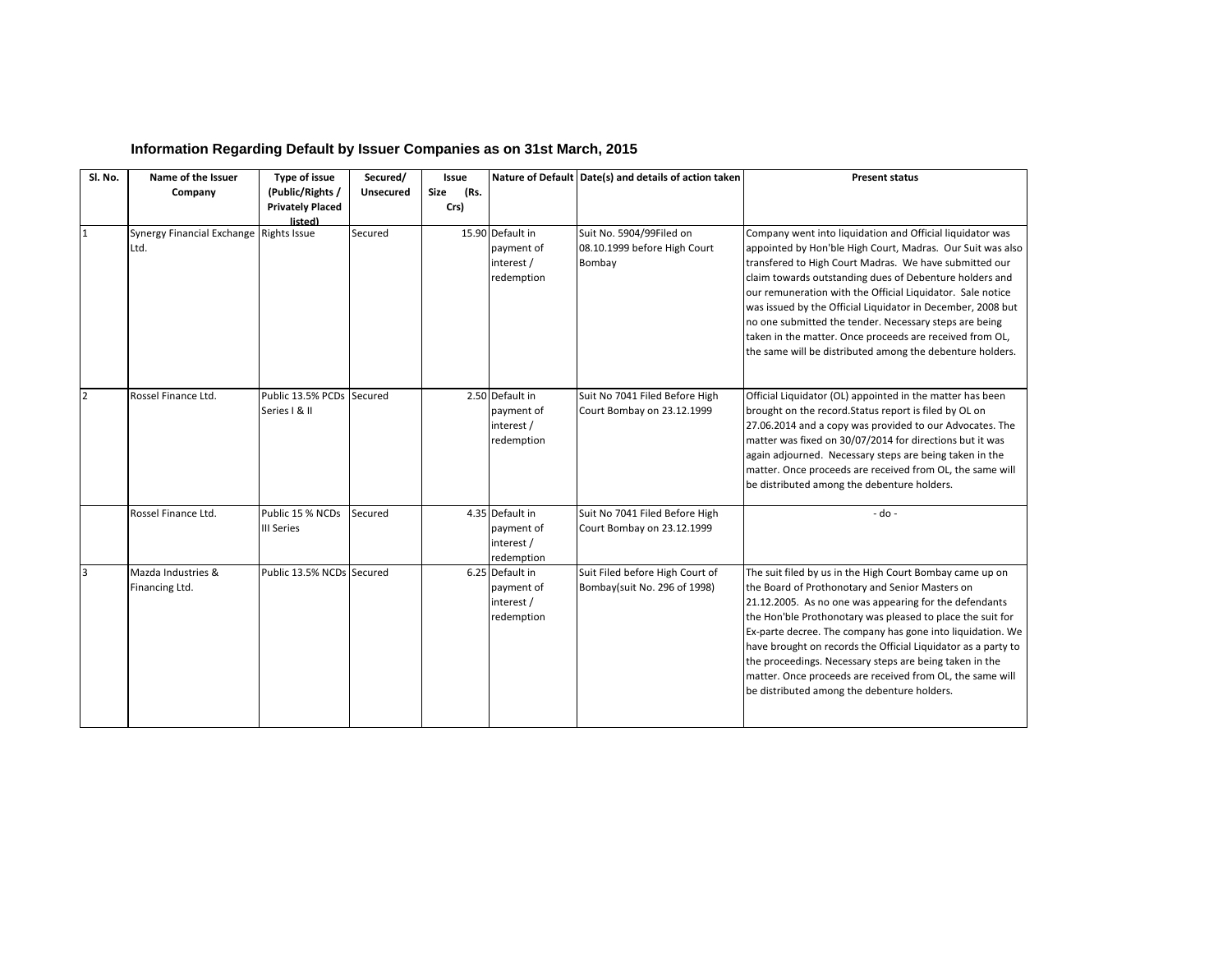## Information Regarding Default by Issuer Companies as on 31st March, 2015

| Sl. No. | Name of the Issuer Company | Type of issue (Public/Rights / Privately Placed listed) | Secured/ Unsecured | Issue Size (Rs. Crs) | Nature of Default | Date(s) and details of action taken | Present status |
|---|---|---|---|---|---|---|---|
| 1 | Synergy Financial Exchange Ltd. | Rights Issue | Secured | 15.90 | Default in payment of interest / redemption | Suit No. 5904/99Filed on 08.10.1999 before High Court Bombay | Company went into liquidation and Official liquidator was appointed by Hon'ble High Court, Madras. Our Suit was also transfered to High Court Madras. We have submitted our claim towards outstanding dues of Debenture holders and our remuneration with the Official Liquidator. Sale notice was issued by the Official Liquidator in December, 2008 but no one submitted the tender. Necessary steps are being taken in the matter. Once proceeds are received from OL, the same will be distributed among the debenture holders. |
| 2 | Rossel Finance Ltd. | Public 13.5% PCDs Series I & II | Secured | 2.50 | Default in payment of interest / redemption | Suit No 7041 Filed Before High Court Bombay on 23.12.1999 | Official Liquidator (OL) appointed in the matter has been brought on the record.Status report is filed by OL on 27.06.2014 and a copy was provided to our Advocates. The matter was fixed on 30/07/2014 for directions but it was again adjourned. Necessary steps are being taken in the matter. Once proceeds are received from OL, the same will be distributed among the debenture holders. |
| | Rossel Finance Ltd. | Public 15 % NCDs III Series | Secured | 4.35 | Default in payment of interest / redemption | Suit No 7041 Filed Before High Court Bombay on 23.12.1999 | - do - |
| 3 | Mazda Industries & Financing Ltd. | Public 13.5% NCDs | Secured | 6.25 | Default in payment of interest / redemption | Suit Filed before High Court of Bombay(suit No. 296 of 1998) | The suit filed by us in the High Court Bombay came up on the Board of Prothonotary and Senior Masters on 21.12.2005. As no one was appearing for the defendants the Hon'ble Prothonotary was pleased to place the suit for Ex-parte decree. The company has gone into liquidation. We have brought on records the Official Liquidator as a party to the proceedings. Necessary steps are being taken in the matter. Once proceeds are received from OL, the same will be distributed among the debenture holders. |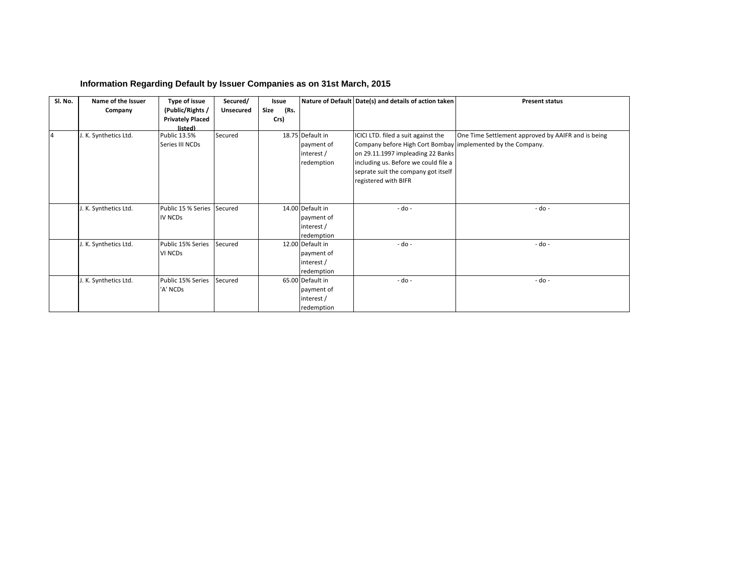### Information Regarding Default by Issuer Companies as on 31st March, 2015

| Sl. No. | Name of the Issuer Company | Type of issue (Public/Rights / Privately Placed listed) | Secured/ Unsecured | Issue Size (Rs. Crs) | Nature of Default | Date(s) and details of action taken | Present status |
|---|---|---|---|---|---|---|---|
| 4 | J. K. Synthetics Ltd. | Public 13.5% Series III NCDs | Secured | 18.75 | Default in payment of interest / redemption | ICICI LTD. filed a suit against the Company before High Cort Bombay on 29.11.1997 impleading 22 Banks including us. Before we could file a seprate suit the company got itself registered with BIFR | One Time Settlement approved by AAIFR and is being implemented by the Company. |
| | J. K. Synthetics Ltd. | Public 15 % Series IV NCDs | Secured | 14.00 | Default in payment of interest / redemption | - do - | - do - |
| | J. K. Synthetics Ltd. | Public 15% Series VI NCDs | Secured | 12.00 | Default in payment of interest / redemption | - do - | - do - |
| | J. K. Synthetics Ltd. | Public 15% Series 'A' NCDs | Secured | 65.00 | Default in payment of interest / redemption | - do - | - do - |